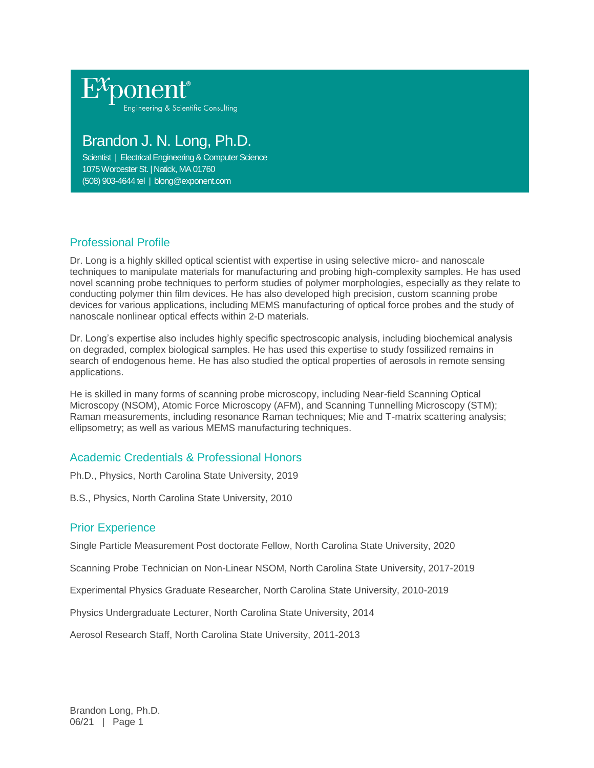Exponent®
Engineering & Scientific Consulting

# Brandon J. N. Long, Ph.D.

Scientist | Electrical Engineering & Computer Science
1075 Worcester St. | Natick, MA 01760
(508) 903-4644 tel | blong@exponent.com

## Professional Profile

Dr. Long is a highly skilled optical scientist with expertise in using selective micro- and nanoscale techniques to manipulate materials for manufacturing and probing high-complexity samples. He has used novel scanning probe techniques to perform studies of polymer morphologies, especially as they relate to conducting polymer thin film devices. He has also developed high precision, custom scanning probe devices for various applications, including MEMS manufacturing of optical force probes and the study of nanoscale nonlinear optical effects within 2-D materials.

Dr. Long's expertise also includes highly specific spectroscopic analysis, including biochemical analysis on degraded, complex biological samples. He has used this expertise to study fossilized remains in search of endogenous heme. He has also studied the optical properties of aerosols in remote sensing applications.

He is skilled in many forms of scanning probe microscopy, including Near-field Scanning Optical Microscopy (NSOM), Atomic Force Microscopy (AFM), and Scanning Tunnelling Microscopy (STM); Raman measurements, including resonance Raman techniques; Mie and T-matrix scattering analysis; ellipsometry; as well as various MEMS manufacturing techniques.

## Academic Credentials & Professional Honors

Ph.D., Physics, North Carolina State University, 2019

B.S., Physics, North Carolina State University, 2010

## Prior Experience

Single Particle Measurement Post doctorate Fellow, North Carolina State University, 2020

Scanning Probe Technician on Non-Linear NSOM, North Carolina State University, 2017-2019

Experimental Physics Graduate Researcher, North Carolina State University, 2010-2019

Physics Undergraduate Lecturer, North Carolina State University, 2014

Aerosol Research Staff, North Carolina State University, 2011-2013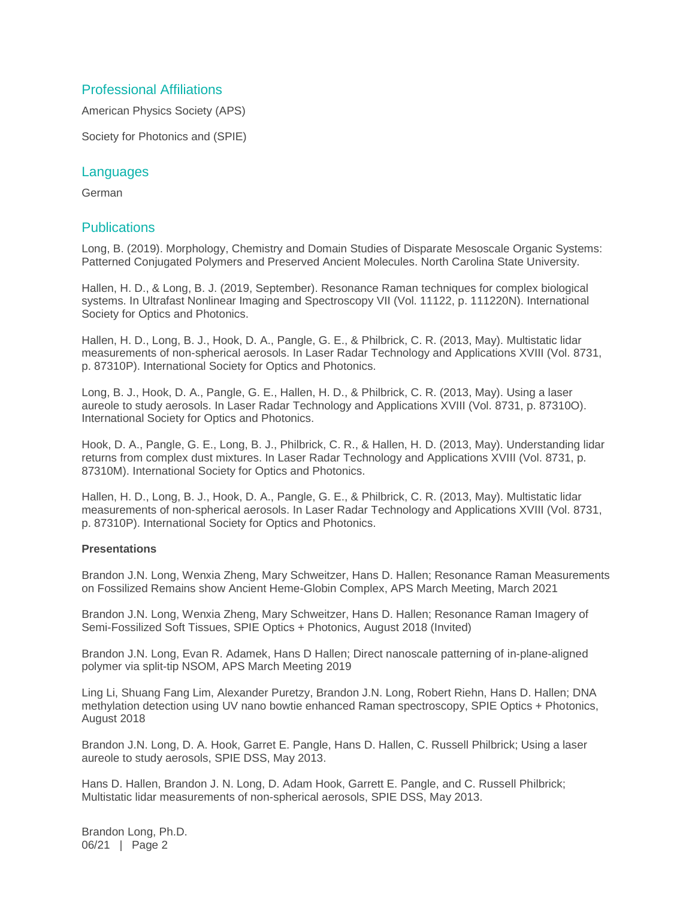## Professional Affiliations

American Physics Society (APS)

Society for Photonics and (SPIE)

## Languages

German

## Publications

Long, B. (2019). Morphology, Chemistry and Domain Studies of Disparate Mesoscale Organic Systems: Patterned Conjugated Polymers and Preserved Ancient Molecules. North Carolina State University.

Hallen, H. D., & Long, B. J. (2019, September). Resonance Raman techniques for complex biological systems. In Ultrafast Nonlinear Imaging and Spectroscopy VII (Vol. 11122, p. 111220N). International Society for Optics and Photonics.

Hallen, H. D., Long, B. J., Hook, D. A., Pangle, G. E., & Philbrick, C. R. (2013, May). Multistatic lidar measurements of non-spherical aerosols. In Laser Radar Technology and Applications XVIII (Vol. 8731, p. 87310P). International Society for Optics and Photonics.

Long, B. J., Hook, D. A., Pangle, G. E., Hallen, H. D., & Philbrick, C. R. (2013, May). Using a laser aureole to study aerosols. In Laser Radar Technology and Applications XVIII (Vol. 8731, p. 87310O). International Society for Optics and Photonics.

Hook, D. A., Pangle, G. E., Long, B. J., Philbrick, C. R., & Hallen, H. D. (2013, May). Understanding lidar returns from complex dust mixtures. In Laser Radar Technology and Applications XVIII (Vol. 8731, p. 87310M). International Society for Optics and Photonics.

Hallen, H. D., Long, B. J., Hook, D. A., Pangle, G. E., & Philbrick, C. R. (2013, May). Multistatic lidar measurements of non-spherical aerosols. In Laser Radar Technology and Applications XVIII (Vol. 8731, p. 87310P). International Society for Optics and Photonics.

**Presentations**

Brandon J.N. Long, Wenxia Zheng, Mary Schweitzer, Hans D. Hallen; Resonance Raman Measurements on Fossilized Remains show Ancient Heme-Globin Complex, APS March Meeting, March 2021

Brandon J.N. Long, Wenxia Zheng, Mary Schweitzer, Hans D. Hallen; Resonance Raman Imagery of Semi-Fossilized Soft Tissues, SPIE Optics + Photonics, August 2018 (Invited)

Brandon J.N. Long, Evan R. Adamek, Hans D Hallen; Direct nanoscale patterning of in-plane-aligned polymer via split-tip NSOM, APS March Meeting 2019

Ling Li, Shuang Fang Lim, Alexander Puretzy, Brandon J.N. Long, Robert Riehn, Hans D. Hallen; DNA methylation detection using UV nano bowtie enhanced Raman spectroscopy, SPIE Optics + Photonics, August 2018

Brandon J.N. Long, D. A. Hook, Garret E. Pangle, Hans D. Hallen, C. Russell Philbrick; Using a laser aureole to study aerosols, SPIE DSS, May 2013.

Hans D. Hallen, Brandon J. N. Long, D. Adam Hook, Garrett E. Pangle, and C. Russell Philbrick; Multistatic lidar measurements of non-spherical aerosols, SPIE DSS, May 2013.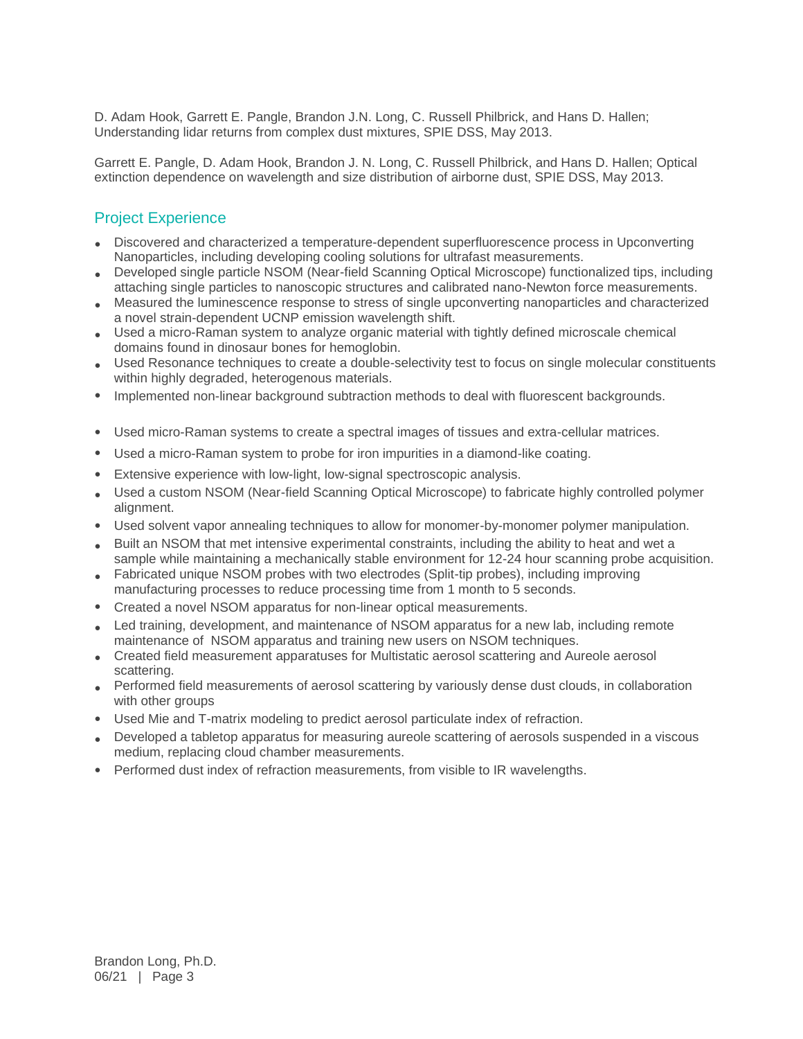D. Adam Hook, Garrett E. Pangle, Brandon J.N. Long, C. Russell Philbrick, and Hans D. Hallen; Understanding lidar returns from complex dust mixtures, SPIE DSS, May 2013.

Garrett E. Pangle, D. Adam Hook, Brandon J. N. Long, C. Russell Philbrick, and Hans D. Hallen; Optical extinction dependence on wavelength and size distribution of airborne dust, SPIE DSS, May 2013.

## Project Experience

- Discovered and characterized a temperature-dependent superfluorescence process in Upconverting Nanoparticles, including developing cooling solutions for ultrafast measurements.
- Developed single particle NSOM (Near-field Scanning Optical Microscope) functionalized tips, including attaching single particles to nanoscopic structures and calibrated nano-Newton force measurements.
- Measured the luminescence response to stress of single upconverting nanoparticles and characterized a novel strain-dependent UCNP emission wavelength shift.
- Used a micro-Raman system to analyze organic material with tightly defined microscale chemical domains found in dinosaur bones for hemoglobin.
- Used Resonance techniques to create a double-selectivity test to focus on single molecular constituents within highly degraded, heterogenous materials.
- Implemented non-linear background subtraction methods to deal with fluorescent backgrounds.
- Used micro-Raman systems to create a spectral images of tissues and extra-cellular matrices.
- Used a micro-Raman system to probe for iron impurities in a diamond-like coating.
- Extensive experience with low-light, low-signal spectroscopic analysis.
- Used a custom NSOM (Near-field Scanning Optical Microscope) to fabricate highly controlled polymer alignment.
- Used solvent vapor annealing techniques to allow for monomer-by-monomer polymer manipulation.
- Built an NSOM that met intensive experimental constraints, including the ability to heat and wet a sample while maintaining a mechanically stable environment for 12-24 hour scanning probe acquisition.
- Fabricated unique NSOM probes with two electrodes (Split-tip probes), including improving manufacturing processes to reduce processing time from 1 month to 5 seconds.
- Created a novel NSOM apparatus for non-linear optical measurements.
- Led training, development, and maintenance of NSOM apparatus for a new lab, including remote maintenance of NSOM apparatus and training new users on NSOM techniques.
- Created field measurement apparatuses for Multistatic aerosol scattering and Aureole aerosol scattering.
- Performed field measurements of aerosol scattering by variously dense dust clouds, in collaboration with other groups
- Used Mie and T-matrix modeling to predict aerosol particulate index of refraction.
- Developed a tabletop apparatus for measuring aureole scattering of aerosols suspended in a viscous medium, replacing cloud chamber measurements.
- Performed dust index of refraction measurements, from visible to IR wavelengths.